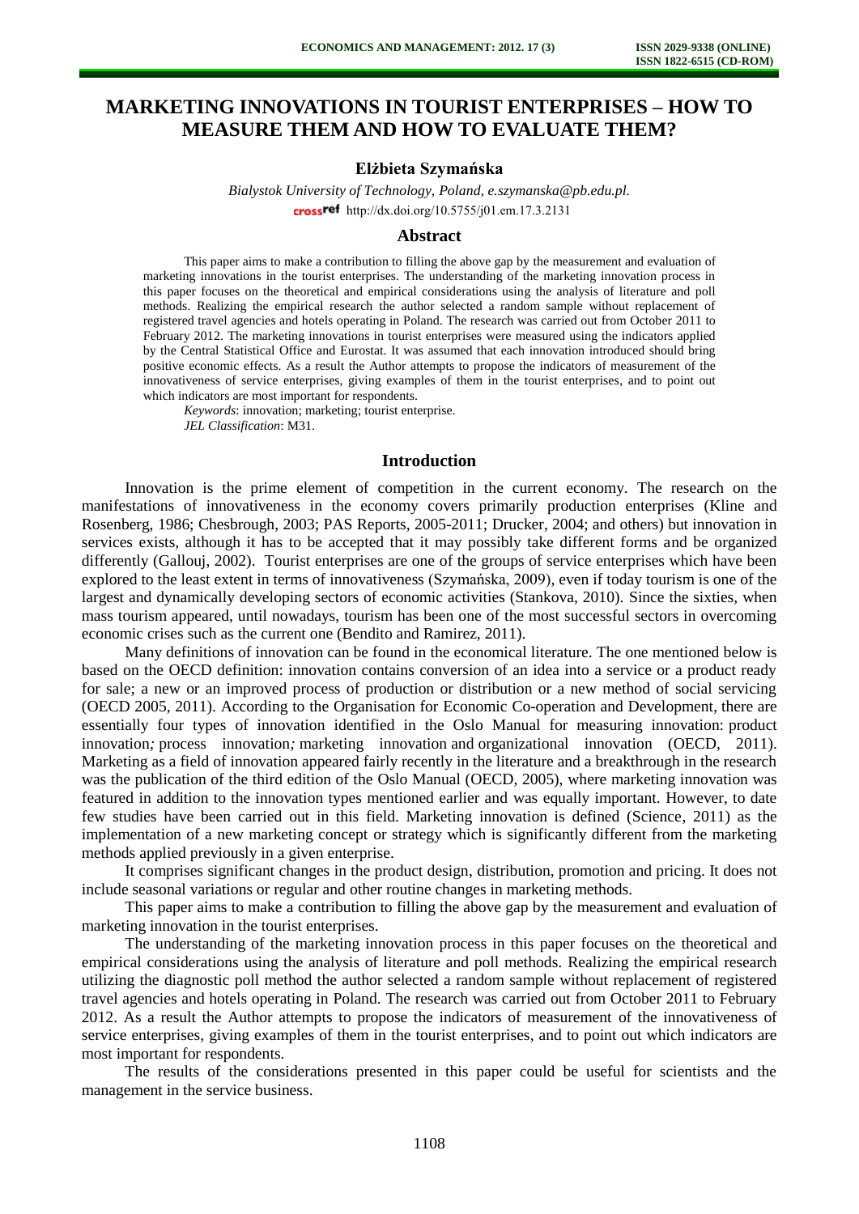# MARKETING INNOVATIONS IN TOURIST ENTERPRISES – HOW TO MEASURE THEM AND HOW TO EVALUATE THEM?

**Elżbieta Szymańska**

*Bialystok University of Technology, Poland, e.szymanska@pb.edu.pl.*

http://dx.doi.org/10.5755/j01.em.17.3.2131

## Abstract

This paper aims to make a contribution to filling the above gap by the measurement and evaluation of marketing innovations in the tourist enterprises. The understanding of the marketing innovation process in this paper focuses on the theoretical and empirical considerations using the analysis of literature and poll methods. Realizing the empirical research the author selected a random sample without replacement of registered travel agencies and hotels operating in Poland. The research was carried out from October 2011 to February 2012. The marketing innovations in tourist enterprises were measured using the indicators applied by the Central Statistical Office and Eurostat. It was assumed that each innovation introduced should bring positive economic effects. As a result the Author attempts to propose the indicators of measurement of the innovativeness of service enterprises, giving examples of them in the tourist enterprises, and to point out which indicators are most important for respondents.

*Keywords*: innovation; marketing; tourist enterprise.

*JEL Classification*: M31.

## Introduction

Innovation is the prime element of competition in the current economy. The research on the manifestations of innovativeness in the economy covers primarily production enterprises (Kline and Rosenberg, 1986; Chesbrough, 2003; PAS Reports, 2005-2011; Drucker, 2004; and others) but innovation in services exists, although it has to be accepted that it may possibly take different forms and be organized differently (Gallouj, 2002). Tourist enterprises are one of the groups of service enterprises which have been explored to the least extent in terms of innovativeness (Szymańska, 2009), even if today tourism is one of the largest and dynamically developing sectors of economic activities (Stankova, 2010). Since the sixties, when mass tourism appeared, until nowadays, tourism has been one of the most successful sectors in overcoming economic crises such as the current one (Bendito and Ramirez, 2011).

Many definitions of innovation can be found in the economical literature. The one mentioned below is based on the OECD definition: innovation contains conversion of an idea into a service or a product ready for sale; a new or an improved process of production or distribution or a new method of social servicing (OECD 2005, 2011). According to the Organisation for Economic Co-operation and Development, there are essentially four types of innovation identified in the Oslo Manual for measuring innovation: product innovation*;* process innovation*;* marketing innovation and organizational innovation (OECD, 2011). Marketing as a field of innovation appeared fairly recently in the literature and a breakthrough in the research was the publication of the third edition of the Oslo Manual (OECD, 2005), where marketing innovation was featured in addition to the innovation types mentioned earlier and was equally important. However, to date few studies have been carried out in this field. Marketing innovation is defined (Science, 2011) as the implementation of a new marketing concept or strategy which is significantly different from the marketing methods applied previously in a given enterprise.

It comprises significant changes in the product design, distribution, promotion and pricing. It does not include seasonal variations or regular and other routine changes in marketing methods.

This paper aims to make a contribution to filling the above gap by the measurement and evaluation of marketing innovation in the tourist enterprises.

The understanding of the marketing innovation process in this paper focuses on the theoretical and empirical considerations using the analysis of literature and poll methods. Realizing the empirical research utilizing the diagnostic poll method the author selected a random sample without replacement of registered travel agencies and hotels operating in Poland. The research was carried out from October 2011 to February 2012. As a result the Author attempts to propose the indicators of measurement of the innovativeness of service enterprises, giving examples of them in the tourist enterprises, and to point out which indicators are most important for respondents.

The results of the considerations presented in this paper could be useful for scientists and the management in the service business.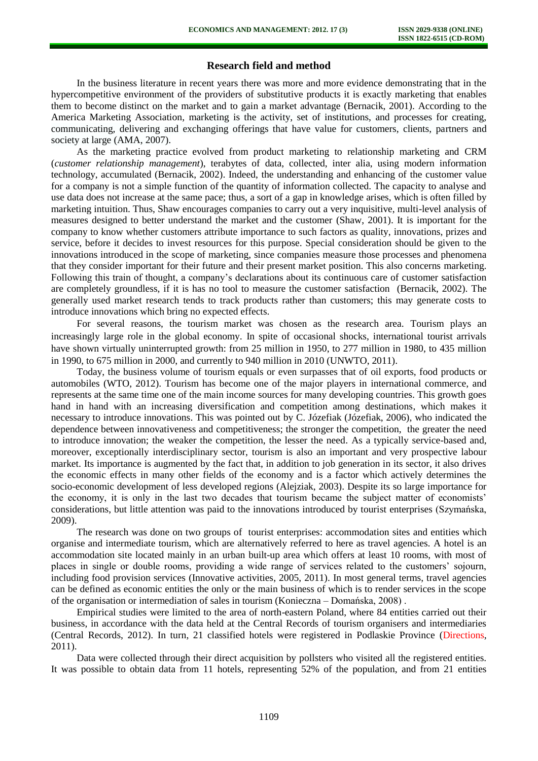## Research field and method

In the business literature in recent years there was more and more evidence demonstrating that in the hypercompetitive environment of the providers of substitutive products it is exactly marketing that enables them to become distinct on the market and to gain a market advantage (Bernacik, 2001). According to the America Marketing Association, marketing is the activity, set of institutions, and processes for creating, communicating, delivering and exchanging offerings that have value for customers, clients, partners and society at large (AMA, 2007).

As the marketing practice evolved from product marketing to relationship marketing and CRM (*customer relationship management*), terabytes of data, collected, inter alia, using modern information technology, accumulated (Bernacik, 2002). Indeed, the understanding and enhancing of the customer value for a company is not a simple function of the quantity of information collected. The capacity to analyse and use data does not increase at the same pace; thus, a sort of a gap in knowledge arises, which is often filled by marketing intuition. Thus, Shaw encourages companies to carry out a very inquisitive, multi-level analysis of measures designed to better understand the market and the customer (Shaw, 2001). It is important for the company to know whether customers attribute importance to such factors as quality, innovations, prizes and service, before it decides to invest resources for this purpose. Special consideration should be given to the innovations introduced in the scope of marketing, since companies measure those processes and phenomena that they consider important for their future and their present market position. This also concerns marketing. Following this train of thought, a company's declarations about its continuous care of customer satisfaction are completely groundless, if it is has no tool to measure the customer satisfaction (Bernacik, 2002). The generally used market research tends to track products rather than customers; this may generate costs to introduce innovations which bring no expected effects.

For several reasons, the tourism market was chosen as the research area. Tourism plays an increasingly large role in the global economy. In spite of occasional shocks, international tourist arrivals have shown virtually uninterrupted growth: from 25 million in 1950, to 277 million in 1980, to 435 million in 1990, to 675 million in 2000, and currently to 940 million in 2010 (UNWTO, 2011).

Today, the business volume of tourism equals or even surpasses that of oil exports, food products or automobiles (WTO, 2012). Tourism has become one of the major players in international commerce, and represents at the same time one of the main income sources for many developing countries. This growth goes hand in hand with an increasing diversification and competition among destinations, which makes it necessary to introduce innovations. This was pointed out by C. Józefiak (Józefiak, 2006), who indicated the dependence between innovativeness and competitiveness; the stronger the competition, the greater the need to introduce innovation; the weaker the competition, the lesser the need. As a typically service-based and, moreover, exceptionally interdisciplinary sector, tourism is also an important and very prospective labour market. Its importance is augmented by the fact that, in addition to job generation in its sector, it also drives the economic effects in many other fields of the economy and is a factor which actively determines the socio-economic development of less developed regions (Alejziak, 2003). Despite its so large importance for the economy, it is only in the last two decades that tourism became the subject matter of economists' considerations, but little attention was paid to the innovations introduced by tourist enterprises (Szymańska, 2009).

The research was done on two groups of tourist enterprises: accommodation sites and entities which organise and intermediate tourism, which are alternatively referred to here as travel agencies. A hotel is an accommodation site located mainly in an urban built-up area which offers at least 10 rooms, with most of places in single or double rooms, providing a wide range of services related to the customers' sojourn, including food provision services (Innovative activities, 2005, 2011). In most general terms, travel agencies can be defined as economic entities the only or the main business of which is to render services in the scope of the organisation or intermediation of sales in tourism (Konieczna – Domańska, 2008) .

Empirical studies were limited to the area of north-eastern Poland, where 84 entities carried out their business, in accordance with the data held at the Central Records of tourism organisers and intermediaries (Central Records, 2012). In turn, 21 classified hotels were registered in Podlaskie Province (Directions, 2011).

Data were collected through their direct acquisition by pollsters who visited all the registered entities. It was possible to obtain data from 11 hotels, representing 52% of the population, and from 21 entities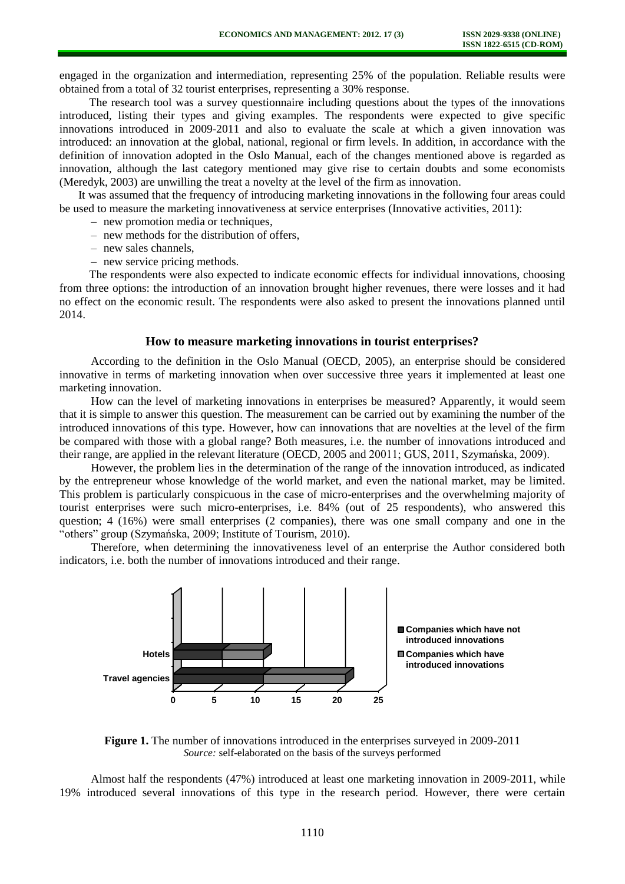engaged in the organization and intermediation, representing 25% of the population. Reliable results were obtained from a total of 32 tourist enterprises, representing a 30% response.

The research tool was a survey questionnaire including questions about the types of the innovations introduced, listing their types and giving examples. The respondents were expected to give specific innovations introduced in 2009-2011 and also to evaluate the scale at which a given innovation was introduced: an innovation at the global, national, regional or firm levels. In addition, in accordance with the definition of innovation adopted in the Oslo Manual, each of the changes mentioned above is regarded as innovation, although the last category mentioned may give rise to certain doubts and some economists (Meredyk, 2003) are unwilling the treat a novelty at the level of the firm as innovation.

It was assumed that the frequency of introducing marketing innovations in the following four areas could be used to measure the marketing innovativeness at service enterprises (Innovative activities, 2011):

- new promotion media or techniques,
- new methods for the distribution of offers,
- new sales channels,
- new service pricing methods.

The respondents were also expected to indicate economic effects for individual innovations, choosing from three options: the introduction of an innovation brought higher revenues, there were losses and it had no effect on the economic result. The respondents were also asked to present the innovations planned until 2014.

## How to measure marketing innovations in tourist enterprises?

According to the definition in the Oslo Manual (OECD, 2005), an enterprise should be considered innovative in terms of marketing innovation when over successive three years it implemented at least one marketing innovation.

How can the level of marketing innovations in enterprises be measured? Apparently, it would seem that it is simple to answer this question. The measurement can be carried out by examining the number of the introduced innovations of this type. However, how can innovations that are novelties at the level of the firm be compared with those with a global range? Both measures, i.e. the number of innovations introduced and their range, are applied in the relevant literature (OECD, 2005 and 20011; GUS, 2011, Szymańska, 2009).

However, the problem lies in the determination of the range of the innovation introduced, as indicated by the entrepreneur whose knowledge of the world market, and even the national market, may be limited. This problem is particularly conspicuous in the case of micro-enterprises and the overwhelming majority of tourist enterprises were such micro-enterprises, i.e. 84% (out of 25 respondents), who answered this question; 4 (16%) were small enterprises (2 companies), there was one small company and one in the "others" group (Szymańska, 2009; Institute of Tourism, 2010).

Therefore, when determining the innovativeness level of an enterprise the Author considered both indicators, i.e. both the number of innovations introduced and their range.

**Figure 1.** The number of innovations introduced in the enterprises surveyed in 2009-2011
*Source:* self-elaborated on the basis of the surveys performed

Almost half the respondents (47%) introduced at least one marketing innovation in 2009-2011, while 19% introduced several innovations of this type in the research period. However, there were certain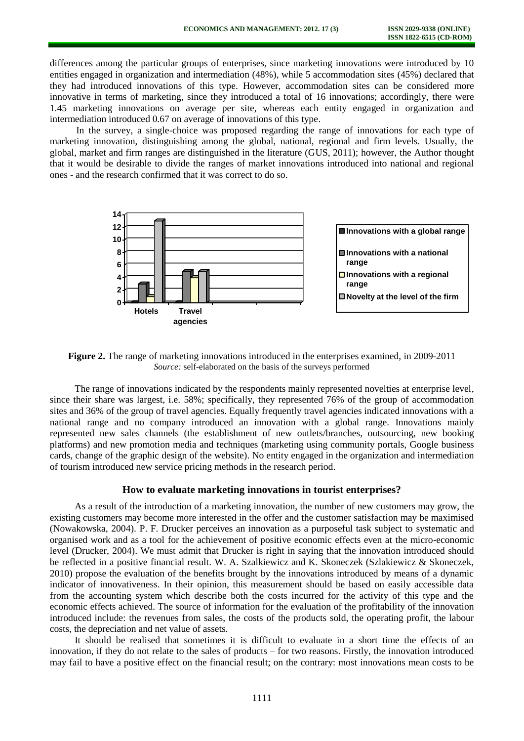differences among the particular groups of enterprises, since marketing innovations were introduced by 10 entities engaged in organization and intermediation (48%), while 5 accommodation sites (45%) declared that they had introduced innovations of this type. However, accommodation sites can be considered more innovative in terms of marketing, since they introduced a total of 16 innovations; accordingly, there were 1.45 marketing innovations on average per site, whereas each entity engaged in organization and intermediation introduced 0.67 on average of innovations of this type.

In the survey, a single-choice was proposed regarding the range of innovations for each type of marketing innovation, distinguishing among the global, national, regional and firm levels. Usually, the global, market and firm ranges are distinguished in the literature (GUS, 2011); however, the Author thought that it would be desirable to divide the ranges of market innovations introduced into national and regional ones - and the research confirmed that it was correct to do so.

**Figure 2.** The range of marketing innovations introduced in the enterprises examined, in 2009-2011
*Source:* self-elaborated on the basis of the surveys performed

The range of innovations indicated by the respondents mainly represented novelties at enterprise level, since their share was largest, i.e. 58%; specifically, they represented 76% of the group of accommodation sites and 36% of the group of travel agencies. Equally frequently travel agencies indicated innovations with a national range and no company introduced an innovation with a global range. Innovations mainly represented new sales channels (the establishment of new outlets/branches, outsourcing, new booking platforms) and new promotion media and techniques (marketing using community portals, Google business cards, change of the graphic design of the website). No entity engaged in the organization and intermediation of tourism introduced new service pricing methods in the research period.

## How to evaluate marketing innovations in tourist enterprises?

As a result of the introduction of a marketing innovation, the number of new customers may grow, the existing customers may become more interested in the offer and the customer satisfaction may be maximised (Nowakowska, 2004). P. F. Drucker perceives an innovation as a purposeful task subject to systematic and organised work and as a tool for the achievement of positive economic effects even at the micro-economic level (Drucker, 2004). We must admit that Drucker is right in saying that the innovation introduced should be reflected in a positive financial result. W. A. Szalkiewicz and K. Skoneczek (Szlakiewicz & Skoneczek, 2010) propose the evaluation of the benefits brought by the innovations introduced by means of a dynamic indicator of innovativeness. In their opinion, this measurement should be based on easily accessible data from the accounting system which describe both the costs incurred for the activity of this type and the economic effects achieved. The source of information for the evaluation of the profitability of the innovation introduced include: the revenues from sales, the costs of the products sold, the operating profit, the labour costs, the depreciation and net value of assets.

It should be realised that sometimes it is difficult to evaluate in a short time the effects of an innovation, if they do not relate to the sales of products – for two reasons. Firstly, the innovation introduced may fail to have a positive effect on the financial result; on the contrary: most innovations mean costs to be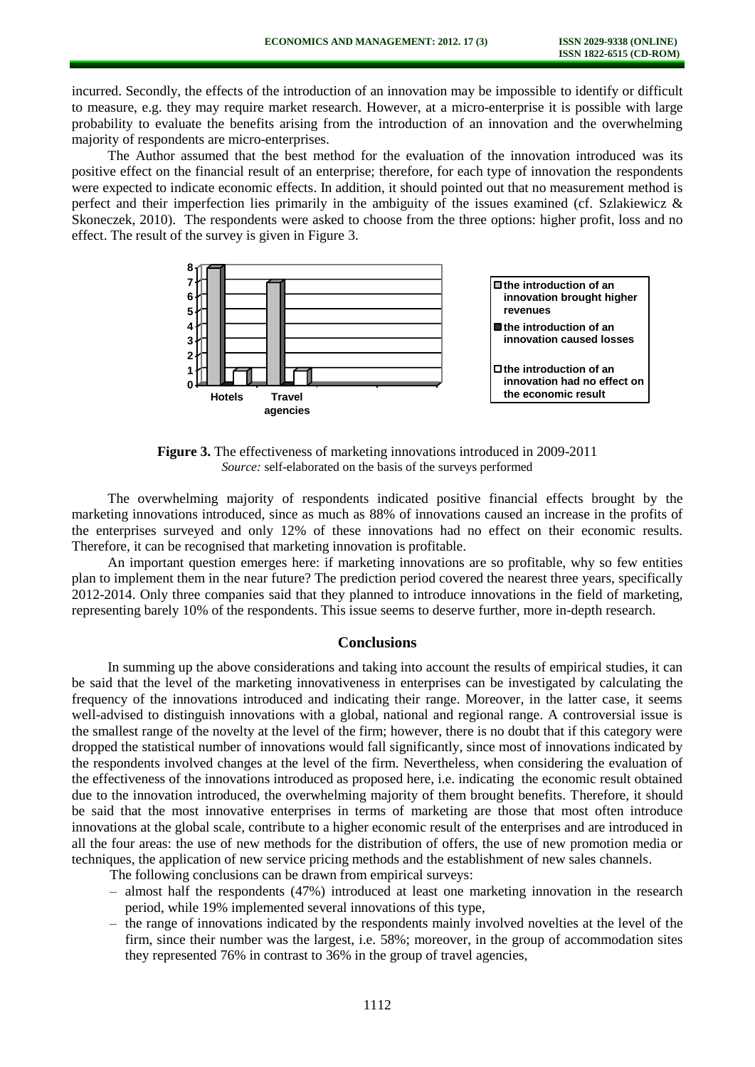incurred. Secondly, the effects of the introduction of an innovation may be impossible to identify or difficult to measure, e.g. they may require market research. However, at a micro-enterprise it is possible with large probability to evaluate the benefits arising from the introduction of an innovation and the overwhelming majority of respondents are micro-enterprises.

The Author assumed that the best method for the evaluation of the innovation introduced was its positive effect on the financial result of an enterprise; therefore, for each type of innovation the respondents were expected to indicate economic effects. In addition, it should pointed out that no measurement method is perfect and their imperfection lies primarily in the ambiguity of the issues examined (cf. Szlakiewicz & Skoneczek, 2010). The respondents were asked to choose from the three options: higher profit, loss and no effect. The result of the survey is given in Figure 3.

**Figure 3.** The effectiveness of marketing innovations introduced in 2009-2011
*Source:* self-elaborated on the basis of the surveys performed

The overwhelming majority of respondents indicated positive financial effects brought by the marketing innovations introduced, since as much as 88% of innovations caused an increase in the profits of the enterprises surveyed and only 12% of these innovations had no effect on their economic results. Therefore, it can be recognised that marketing innovation is profitable.

An important question emerges here: if marketing innovations are so profitable, why so few entities plan to implement them in the near future? The prediction period covered the nearest three years, specifically 2012-2014. Only three companies said that they planned to introduce innovations in the field of marketing, representing barely 10% of the respondents. This issue seems to deserve further, more in-depth research.

## Conclusions

In summing up the above considerations and taking into account the results of empirical studies, it can be said that the level of the marketing innovativeness in enterprises can be investigated by calculating the frequency of the innovations introduced and indicating their range. Moreover, in the latter case, it seems well-advised to distinguish innovations with a global, national and regional range. A controversial issue is the smallest range of the novelty at the level of the firm; however, there is no doubt that if this category were dropped the statistical number of innovations would fall significantly, since most of innovations indicated by the respondents involved changes at the level of the firm. Nevertheless, when considering the evaluation of the effectiveness of the innovations introduced as proposed here, i.e. indicating the economic result obtained due to the innovation introduced, the overwhelming majority of them brought benefits. Therefore, it should be said that the most innovative enterprises in terms of marketing are those that most often introduce innovations at the global scale, contribute to a higher economic result of the enterprises and are introduced in all the four areas: the use of new methods for the distribution of offers, the use of new promotion media or techniques, the application of new service pricing methods and the establishment of new sales channels.

The following conclusions can be drawn from empirical surveys:

- almost half the respondents (47%) introduced at least one marketing innovation in the research period, while 19% implemented several innovations of this type,
- the range of innovations indicated by the respondents mainly involved novelties at the level of the firm, since their number was the largest, i.e. 58%; moreover, in the group of accommodation sites they represented 76% in contrast to 36% in the group of travel agencies,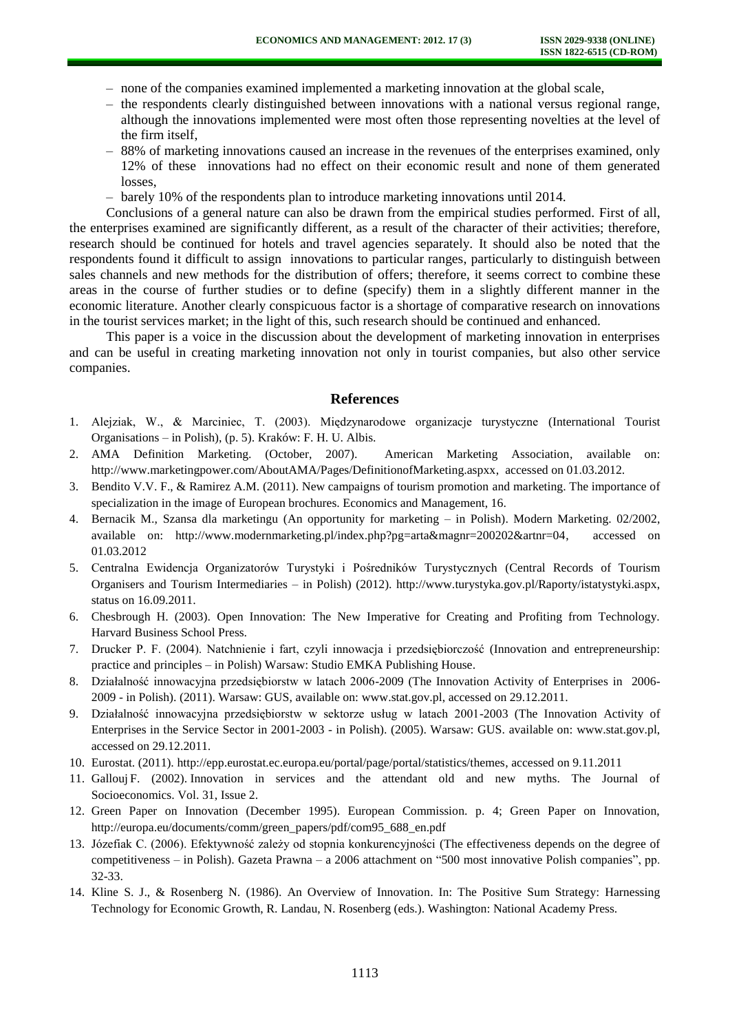- none of the companies examined implemented a marketing innovation at the global scale,
- the respondents clearly distinguished between innovations with a national versus regional range, although the innovations implemented were most often those representing novelties at the level of the firm itself,
- 88% of marketing innovations caused an increase in the revenues of the enterprises examined, only 12% of these innovations had no effect on their economic result and none of them generated losses,
- barely 10% of the respondents plan to introduce marketing innovations until 2014.

Conclusions of a general nature can also be drawn from the empirical studies performed. First of all, the enterprises examined are significantly different, as a result of the character of their activities; therefore, research should be continued for hotels and travel agencies separately. It should also be noted that the respondents found it difficult to assign innovations to particular ranges, particularly to distinguish between sales channels and new methods for the distribution of offers; therefore, it seems correct to combine these areas in the course of further studies or to define (specify) them in a slightly different manner in the economic literature. Another clearly conspicuous factor is a shortage of comparative research on innovations in the tourist services market; in the light of this, such research should be continued and enhanced.

This paper is a voice in the discussion about the development of marketing innovation in enterprises and can be useful in creating marketing innovation not only in tourist companies, but also other service companies.

## References

1. Alejziak, W., & Marciniec, T. (2003). Międzynarodowe organizacje turystyczne (International Tourist Organisations – in Polish), (p. 5). Kraków: F. H. U. Albis.
2. AMA Definition Marketing. (October, 2007). American Marketing Association, available on: http://www.marketingpower.com/AboutAMA/Pages/DefinitionofMarketing.aspxx, accessed on 01.03.2012.
3. Bendito V.V. F., & Ramirez A.M. (2011). New campaigns of tourism promotion and marketing. The importance of specialization in the image of European brochures. Economics and Management, 16.
4. Bernacik M., Szansa dla marketingu (An opportunity for marketing – in Polish). Modern Marketing. 02/2002, available on: http://www.modernmarketing.pl/index.php?pg=arta&magnr=200202&artnr=04, accessed on 01.03.2012
5. Centralna Ewidencja Organizatorów Turystyki i Pośredników Turystycznych (Central Records of Tourism Organisers and Tourism Intermediaries – in Polish) (2012). http://www.turystyka.gov.pl/Raporty/istatystyki.aspx, status on 16.09.2011.
6. Chesbrough H. (2003). Open Innovation: The New Imperative for Creating and Profiting from Technology. Harvard Business School Press.
7. Drucker P. F. (2004). Natchnienie i fart, czyli innowacja i przedsiębiorczość (Innovation and entrepreneurship: practice and principles – in Polish) Warsaw: Studio EMKA Publishing House.
8. Działalność innowacyjna przedsiębiorstw w latach 2006-2009 (The Innovation Activity of Enterprises in 2006-2009 - in Polish). (2011). Warsaw: GUS, available on: www.stat.gov.pl, accessed on 29.12.2011.
9. Działalność innowacyjna przedsiębiorstw w sektorze usług w latach 2001-2003 (The Innovation Activity of Enterprises in the Service Sector in 2001-2003 - in Polish). (2005). Warsaw: GUS. available on: www.stat.gov.pl, accessed on 29.12.2011.
10. Eurostat. (2011). http://epp.eurostat.ec.europa.eu/portal/page/portal/statistics/themes, accessed on 9.11.2011
11. Gallouj F. (2002). Innovation in services and the attendant old and new myths. The Journal of Socioeconomics. Vol. 31, Issue 2.
12. Green Paper on Innovation (December 1995). European Commission. p. 4; Green Paper on Innovation, http://europa.eu/documents/comm/green_papers/pdf/com95_688_en.pdf
13. Józefiak C. (2006). Efektywność zależy od stopnia konkurencyjności (The effectiveness depends on the degree of competitiveness – in Polish). Gazeta Prawna – a 2006 attachment on "500 most innovative Polish companies", pp. 32-33.
14. Kline S. J., & Rosenberg N. (1986). An Overview of Innovation. In: The Positive Sum Strategy: Harnessing Technology for Economic Growth, R. Landau, N. Rosenberg (eds.). Washington: National Academy Press.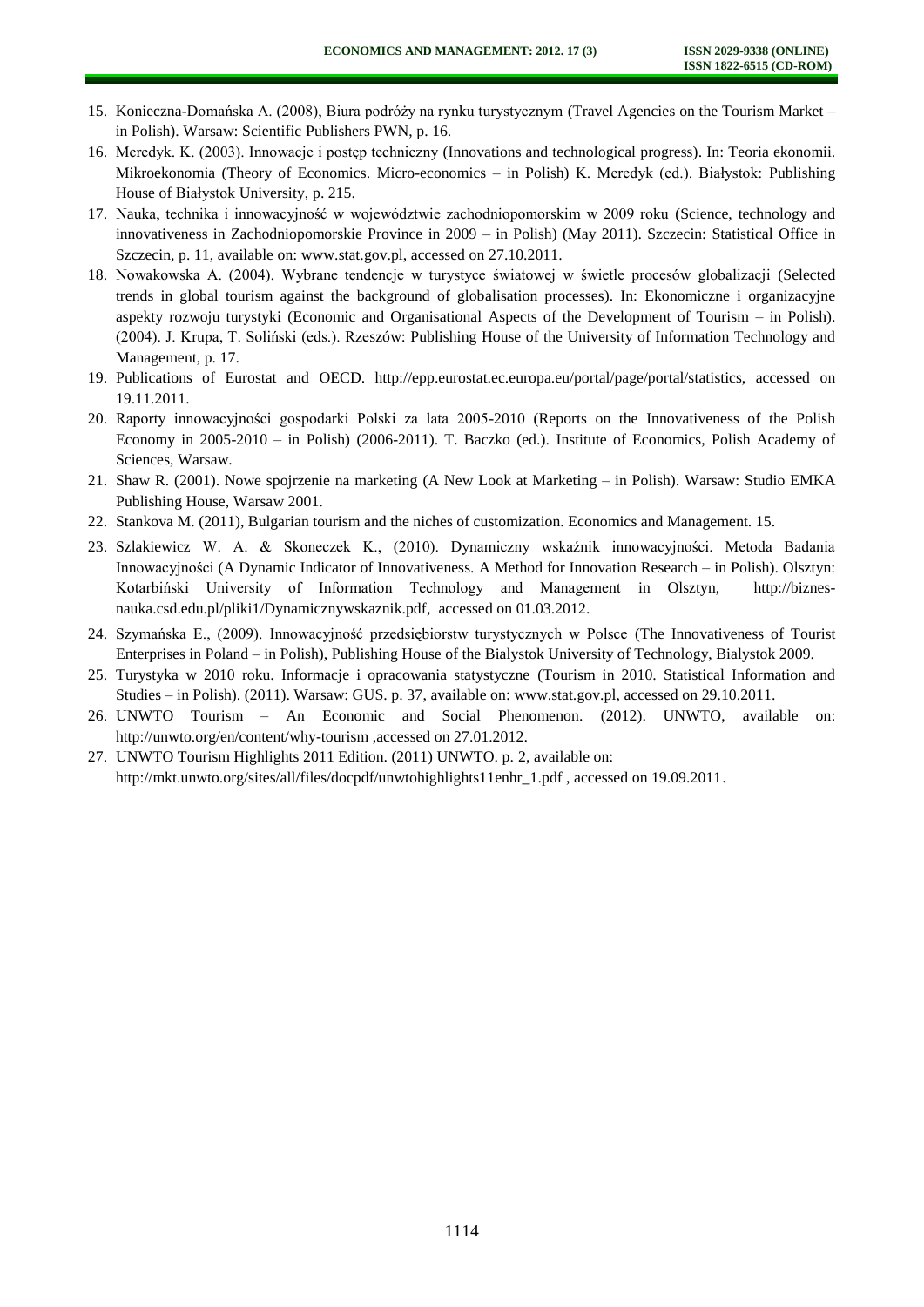15. Konieczna-Domańska A. (2008), Biura podróży na rynku turystycznym (Travel Agencies on the Tourism Market – in Polish). Warsaw: Scientific Publishers PWN, p. 16.
16. Meredyk. K. (2003). Innowacje i postęp techniczny (Innovations and technological progress). In: Teoria ekonomii. Mikroekonomia (Theory of Economics. Micro-economics – in Polish) K. Meredyk (ed.). Białystok: Publishing House of Białystok University, p. 215.
17. Nauka, technika i innowacyjność w województwie zachodniopomorskim w 2009 roku (Science, technology and innovativeness in Zachodniopomorskie Province in 2009 – in Polish) (May 2011). Szczecin: Statistical Office in Szczecin, p. 11, available on: www.stat.gov.pl, accessed on 27.10.2011.
18. Nowakowska A. (2004). Wybrane tendencje w turystyce światowej w świetle procesów globalizacji (Selected trends in global tourism against the background of globalisation processes). In: Ekonomiczne i organizacyjne aspekty rozwoju turystyki (Economic and Organisational Aspects of the Development of Tourism – in Polish). (2004). J. Krupa, T. Soliński (eds.). Rzeszów: Publishing House of the University of Information Technology and Management, p. 17.
19. Publications of Eurostat and OECD. http://epp.eurostat.ec.europa.eu/portal/page/portal/statistics, accessed on 19.11.2011.
20. Raporty innowacyjności gospodarki Polski za lata 2005-2010 (Reports on the Innovativeness of the Polish Economy in 2005-2010 – in Polish) (2006-2011). T. Baczko (ed.). Institute of Economics, Polish Academy of Sciences, Warsaw.
21. Shaw R. (2001). Nowe spojrzenie na marketing (A New Look at Marketing – in Polish). Warsaw: Studio EMKA Publishing House, Warsaw 2001.
22. Stankova M. (2011), Bulgarian tourism and the niches of customization. Economics and Management. 15.
23. Szlakiewicz W. A. & Skoneczek K., (2010). Dynamiczny wskaźnik innowacyjności. Metoda Badania Innowacyjności (A Dynamic Indicator of Innovativeness. A Method for Innovation Research – in Polish). Olsztyn: Kotarbiński University of Information Technology and Management in Olsztyn, http://biznes-nauka.csd.edu.pl/pliki1/Dynamicznywskaznik.pdf, accessed on 01.03.2012.
24. Szymańska E., (2009). Innowacyjność przedsiębiorstw turystycznych w Polsce (The Innovativeness of Tourist Enterprises in Poland – in Polish), Publishing House of the Bialystok University of Technology, Bialystok 2009.
25. Turystyka w 2010 roku. Informacje i opracowania statystyczne (Tourism in 2010. Statistical Information and Studies – in Polish). (2011). Warsaw: GUS. p. 37, available on: www.stat.gov.pl, accessed on 29.10.2011.
26. UNWTO Tourism – An Economic and Social Phenomenon. (2012). UNWTO, available on: http://unwto.org/en/content/why-tourism ,accessed on 27.01.2012.
27. UNWTO Tourism Highlights 2011 Edition. (2011) UNWTO. p. 2, available on: http://mkt.unwto.org/sites/all/files/docpdf/unwtohighlights11enhr_1.pdf , accessed on 19.09.2011.